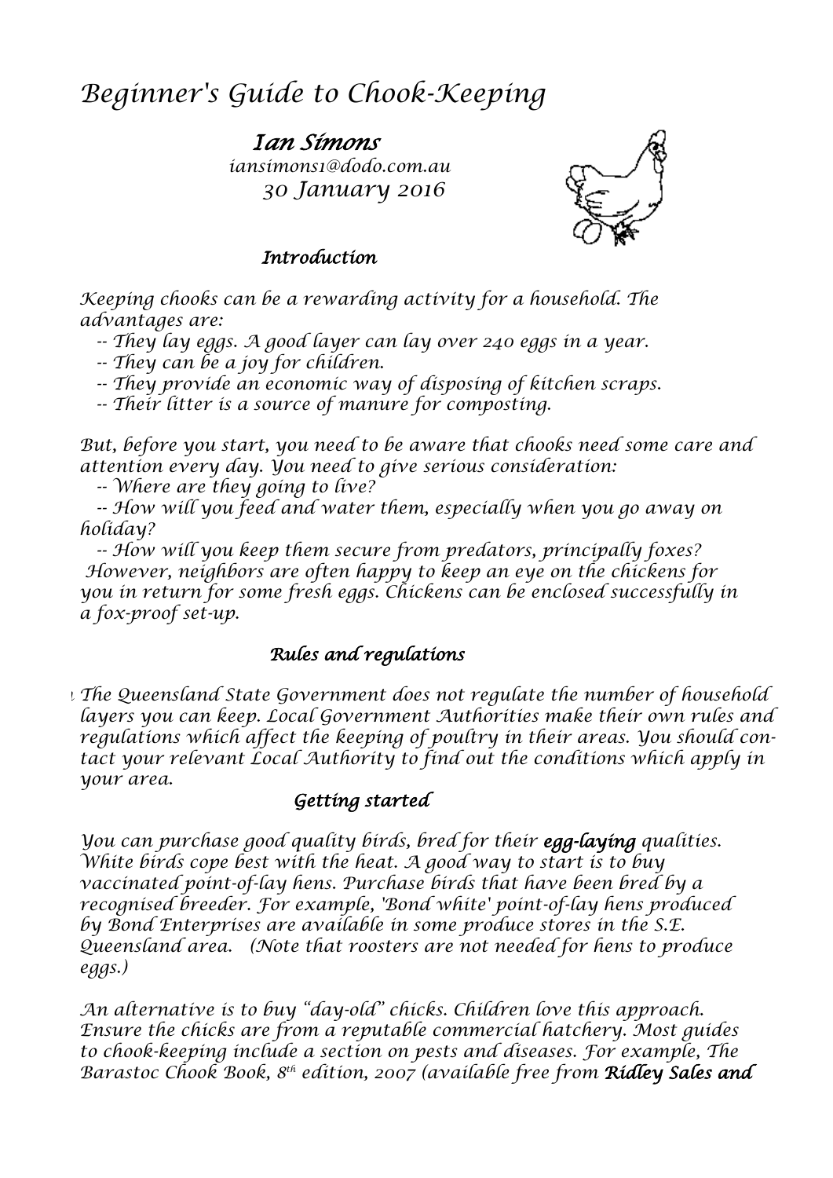# Beginner's Guide to Chook-Keeping

**Ian Simons**
iansimons1@dodo.com.au
30 January 2016

## Introduction

Keeping chooks can be a rewarding activity for a household. The advantages are:

-- They lay eggs. A good layer can lay over 240 eggs in a year.
-- They can be a joy for children.
-- They provide an economic way of disposing of kitchen scraps.
-- Their litter is a source of manure for composting.

But, before you start, you need to be aware that chooks need some care and attention every day. You need to give serious consideration:

-- Where are they going to live?
-- How will you feed and water them, especially when you go away on holiday?
-- How will you keep them secure from predators, principally foxes?

However, neighbors are often happy to keep an eye on the chickens for you in return for some fresh eggs. Chickens can be enclosed successfully in a fox-proof set-up.

## Rules and regulations

The Queensland State Government does not regulate the number of household layers you can keep. Local Government Authorities make their own rules and regulations which affect the keeping of poultry in their areas. You should contact your relevant Local Authority to find out the conditions which apply in your area.

## Getting started

You can purchase good quality birds, bred for their ***egg-laying*** qualities. White birds cope best with the heat. A good way to start is to buy vaccinated point-of-lay hens. Purchase birds that have been bred by a recognised breeder. For example, 'Bond white' point-of-lay hens produced by Bond Enterprises are available in some produce stores in the S.E. Queensland area. (Note that roosters are not needed for hens to produce eggs.)

An alternative is to buy "day-old" chicks. Children love this approach. Ensure the chicks are from a reputable commercial hatchery. Most guides to chook-keeping include a section on pests and diseases. For example, The Barastoc Chook Book, 8th edition, 2007 (available free from ***Ridley Sales and***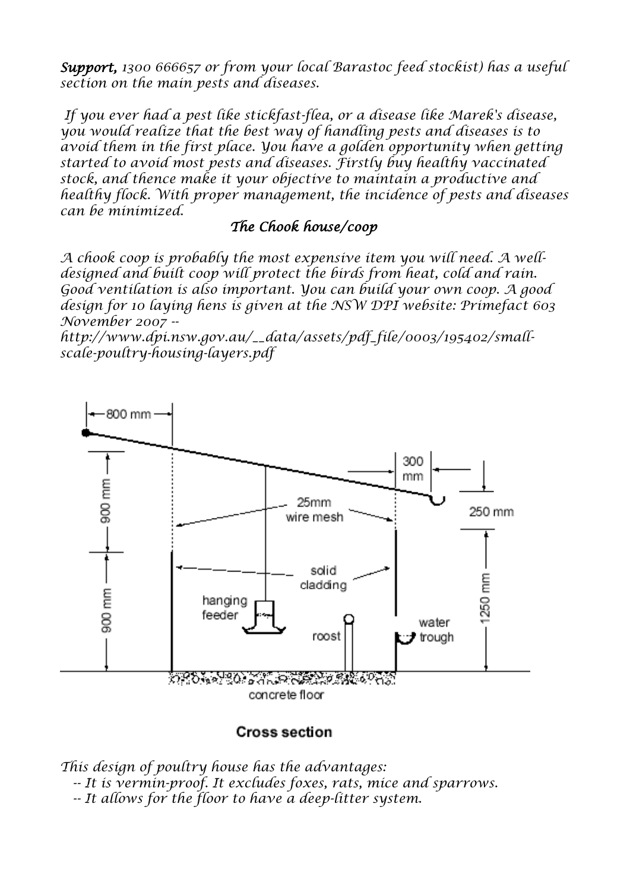*Support,* *1300 666657 or from your local Barastoc feed stockist) has a useful section on the main pests and diseases.*

*If you ever had a pest like stickfast-flea, or a disease like Marek's disease, you would realize that the best way of handling pests and diseases is to avoid them in the first place. You have a golden opportunity when getting started to avoid most pests and diseases. Firstly buy healthy vaccinated stock, and thence make it your objective to maintain a productive and healthy flock. With proper management, the incidence of pests and diseases can be minimized.*

## *The Chook house/coop*

*A chook coop is probably the most expensive item you will need. A well-designed and built coop will protect the birds from heat, cold and rain. Good ventilation is also important. You can build your own coop. A good design for 10 laying hens is given at the NSW DPI website: Primefact 603 November 2007 -- http://www.dpi.nsw.gov.au/__data/assets/pdf_file/0003/195402/small-scale-poultry-housing-layers.pdf*

800 mm | 300 mm | 900 mm | 25mm wire mesh | 250 mm | solid cladding | 900 mm | hanging feeder | 1250 mm | water trough | roost | concrete floor

**Cross section**

*This design of poultry house has the advantages:*

- *It is vermin-proof. It excludes foxes, rats, mice and sparrows.*
- *It allows for the floor to have a deep-litter system.*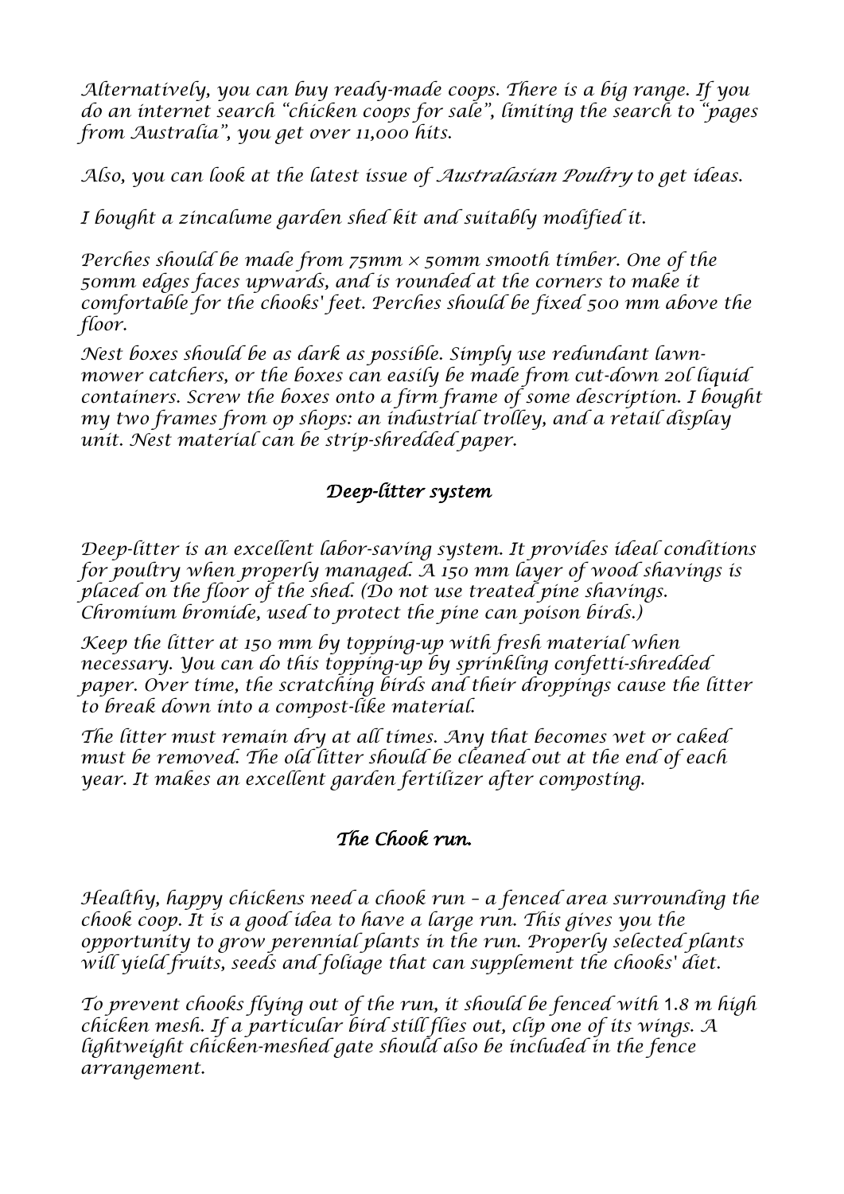Alternatively, you can buy ready-made coops. There is a big range. If you do an internet search "chicken coops for sale", limiting the search to "pages from Australia", you get over 11,000 hits.

Also, you can look at the latest issue of *Australasian Poultry* to get ideas.

I bought a zincalume garden shed kit and suitably modified it.

Perches should be made from 75mm × 50mm smooth timber. One of the 50mm edges faces upwards, and is rounded at the corners to make it comfortable for the chooks' feet. Perches should be fixed 500 mm above the floor.

Nest boxes should be as dark as possible. Simply use redundant lawn-mower catchers, or the boxes can easily be made from cut-down 20l liquid containers. Screw the boxes onto a firm frame of some description. I bought my two frames from op shops: an industrial trolley, and a retail display unit. Nest material can be strip-shredded paper.

## Deep-litter system

Deep-litter is an excellent labor-saving system. It provides ideal conditions for poultry when properly managed. A 150 mm layer of wood shavings is placed on the floor of the shed. (Do not use treated pine shavings. Chromium bromide, used to protect the pine can poison birds.)

Keep the litter at 150 mm by topping-up with fresh material when necessary. You can do this topping-up by sprinkling confetti-shredded paper. Over time, the scratching birds and their droppings cause the litter to break down into a compost-like material.

The litter must remain dry at all times. Any that becomes wet or caked must be removed. The old litter should be cleaned out at the end of each year. It makes an excellent garden fertilizer after composting.

## The Chook run.

Healthy, happy chickens need a chook run – a fenced area surrounding the chook coop. It is a good idea to have a large run. This gives you the opportunity to grow perennial plants in the run. Properly selected plants will yield fruits, seeds and foliage that can supplement the chooks' diet.

To prevent chooks flying out of the run, it should be fenced with 1.8 m high chicken mesh. If a particular bird still flies out, clip one of its wings. A lightweight chicken-meshed gate should also be included in the fence arrangement.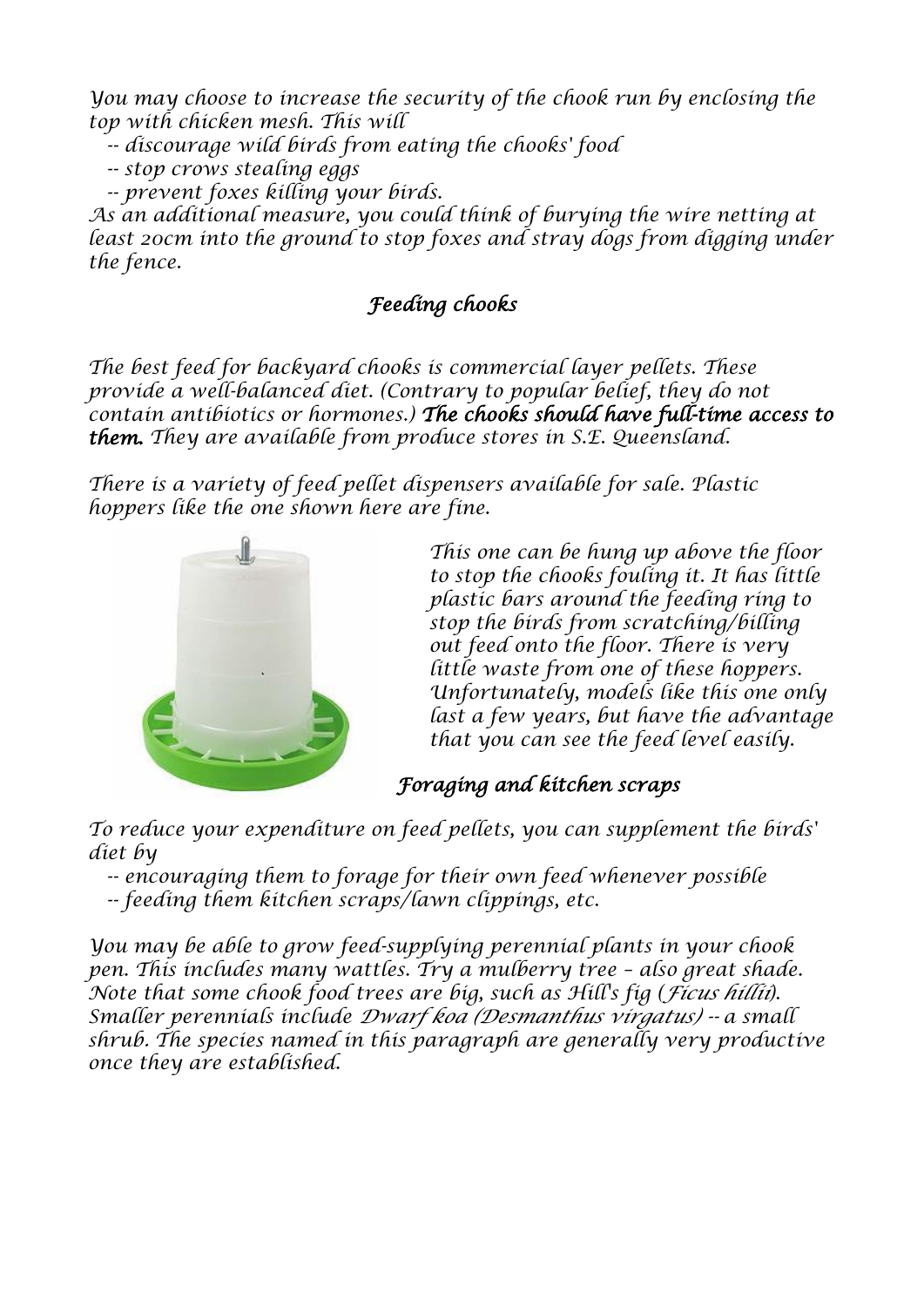*You may choose to increase the security of the chook run by enclosing the top with chicken mesh. This will*

*-- discourage wild birds from eating the chooks' food*
*-- stop crows stealing eggs*
*-- prevent foxes killing your birds.*

*As an additional measure, you could think of burying the wire netting at least 20cm into the ground to stop foxes and stray dogs from digging under the fence.*

## *Feeding chooks*

*The best feed for backyard chooks is commercial layer pellets. These provide a well-balanced diet. (Contrary to popular belief, they do not contain antibiotics or hormones.)* ***The chooks should have full-time access to them.*** *They are available from produce stores in S.E. Queensland.*

*There is a variety of feed pellet dispensers available for sale. Plastic hoppers like the one shown here are fine.*

*This one can be hung up above the floor to stop the chooks fouling it. It has little plastic bars around the feeding ring to stop the birds from scratching/billing out feed onto the floor. There is very little waste from one of these hoppers. Unfortunately, models like this one only last a few years, but have the advantage that you can see the feed level easily.*

## *Foraging and kitchen scraps*

*To reduce your expenditure on feed pellets, you can supplement the birds' diet by*

*-- encouraging them to forage for their own feed whenever possible*
*-- feeding them kitchen scraps/lawn clippings, etc.*

*You may be able to grow feed-supplying perennial plants in your chook pen. This includes many wattles. Try a mulberry tree – also great shade. Note that some chook food trees are big, such as Hill's fig (Ficus hillii). Smaller perennials include Dwarf koa (Desmanthus virgatus) -- a small shrub. The species named in this paragraph are generally very productive once they are established.*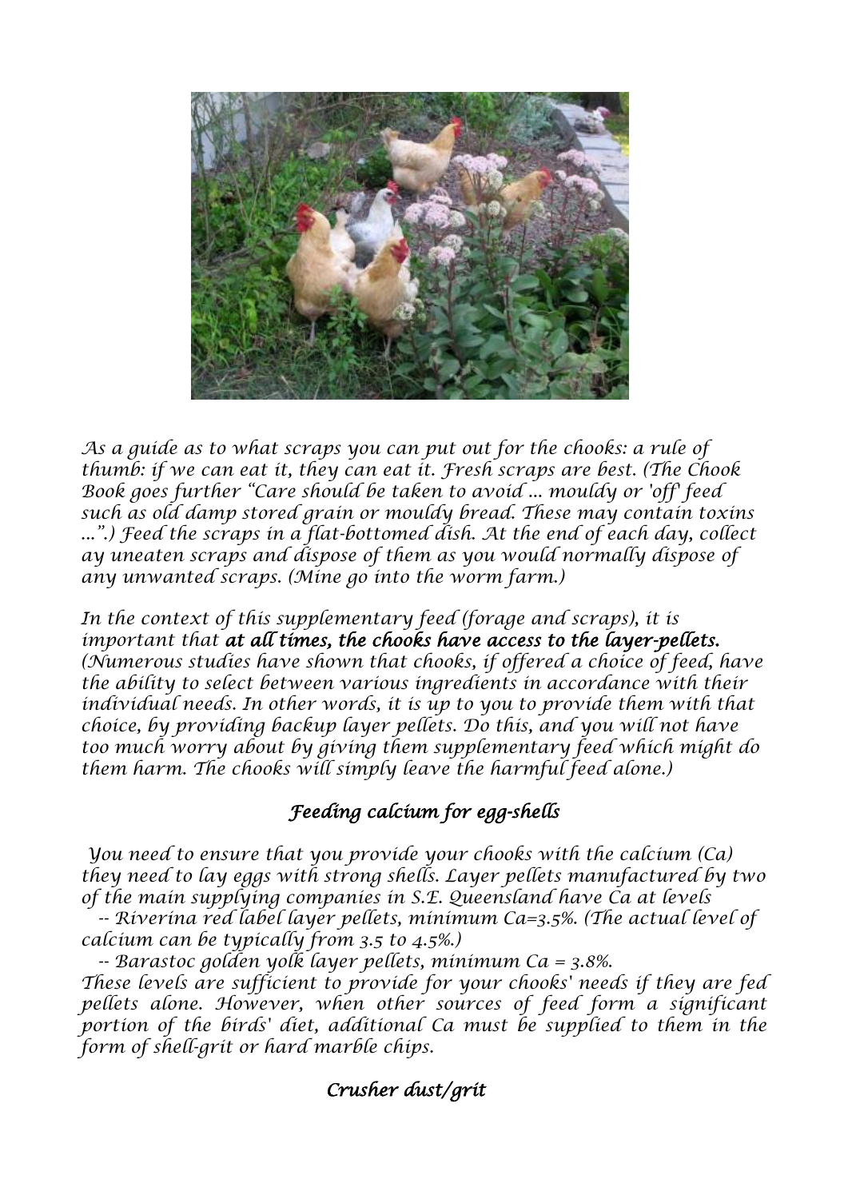*As a guide as to what scraps you can put out for the chooks: a rule of thumb: if we can eat it, they can eat it. Fresh scraps are best. (The Chook Book goes further "Care should be taken to avoid ... mouldy or 'off' feed such as old damp stored grain or mouldy bread. These may contain toxins ...".) Feed the scraps in a flat-bottomed dish. At the end of each day, collect ay uneaten scraps and dispose of them as you would normally dispose of any unwanted scraps. (Mine go into the worm farm.)*

*In the context of this supplementary feed (forage and scraps), it is important that* ***at all times, the chooks have access to the layer-pellets.*** *(Numerous studies have shown that chooks, if offered a choice of feed, have the ability to select between various ingredients in accordance with their individual needs. In other words, it is up to you to provide them with that choice, by providing backup layer pellets. Do this, and you will not have too much worry about by giving them supplementary feed which might do them harm. The chooks will simply leave the harmful feed alone.)*

### *Feeding calcium for egg-shells*

*You need to ensure that you provide your chooks with the calcium (Ca) they need to lay eggs with strong shells. Layer pellets manufactured by two of the main supplying companies in S.E. Queensland have Ca at levels*

*-- Riverina red label layer pellets, minimum Ca=3.5%. (The actual level of calcium can be typically from 3.5 to 4.5%.)*

*-- Barastoc golden yolk layer pellets, minimum Ca = 3.8%.*

*These levels are sufficient to provide for your chooks' needs if they are fed pellets alone. However, when other sources of feed form a significant portion of the birds' diet, additional Ca must be supplied to them in the form of shell-grit or hard marble chips.*

### *Crusher dust/grit*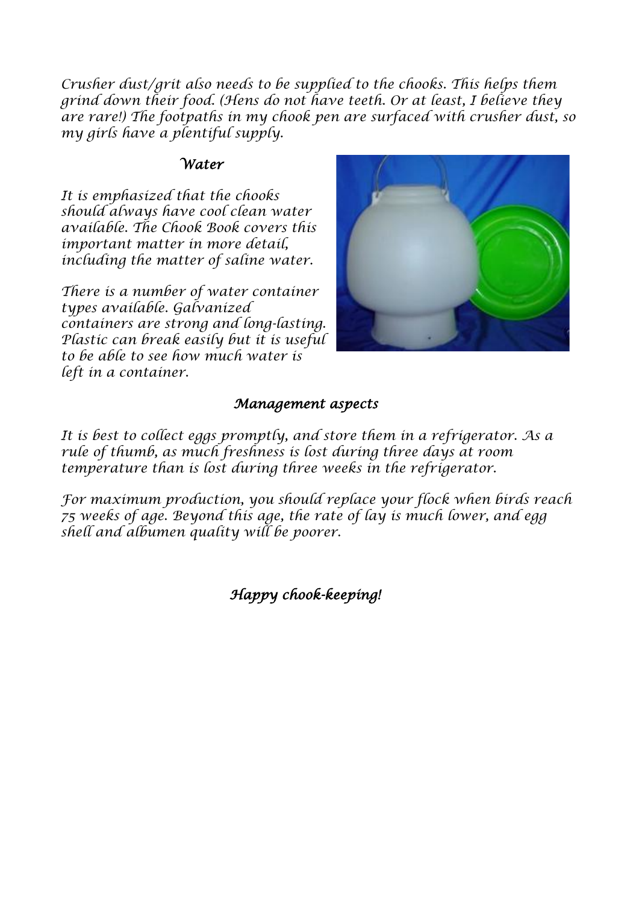*Crusher dust/grit also needs to be supplied to the chooks. This helps them grind down their food. (Hens do not have teeth. Or at least, I believe they are rare!) The footpaths in my chook pen are surfaced with crusher dust, so my girls have a plentiful supply.*

### *Water*

*It is emphasized that the chooks should always have cool clean water available. The Chook Book covers this important matter in more detail, including the matter of saline water.*

*There is a number of water container types available. Galvanized containers are strong and long-lasting. Plastic can break easily but it is useful to be able to see how much water is left in a container.*

### *Management aspects*

*It is best to collect eggs promptly, and store them in a refrigerator. As a rule of thumb, as much freshness is lost during three days at room temperature than is lost during three weeks in the refrigerator.*

*For maximum production, you should replace your flock when birds reach 75 weeks of age. Beyond this age, the rate of lay is much lower, and egg shell and albumen quality will be poorer.*

*Happy chook-keeping!*